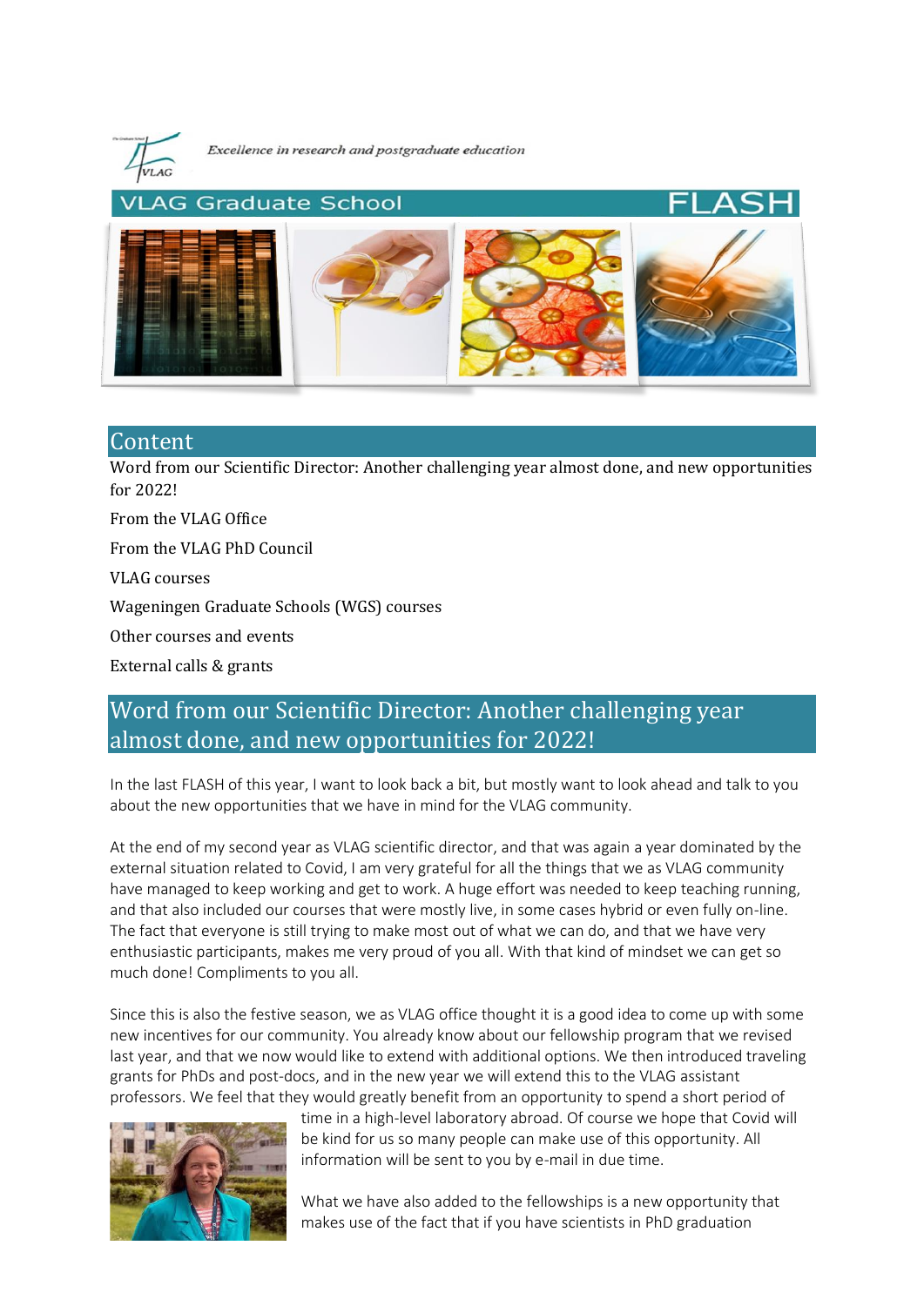*Excellence in research and postgraduate education*

# VLAG Graduate School FLASH

## Content

Word from our Scientific Director: Another challenging year almost done, and new opportunities for 2022!

From the VLAG Office

From the VLAG PhD Council

VLAG courses

Wageningen Graduate Schools (WGS) courses

Other courses and events

External calls & grants

## Word from our Scientific Director: Another challenging year almost done, and new opportunities for 2022!

In the last FLASH of this year, I want to look back a bit, but mostly want to look ahead and talk to you about the new opportunities that we have in mind for the VLAG community.

At the end of my second year as VLAG scientific director, and that was again a year dominated by the external situation related to Covid, I am very grateful for all the things that we as VLAG community have managed to keep working and get to work. A huge effort was needed to keep teaching running, and that also included our courses that were mostly live, in some cases hybrid or even fully on-line. The fact that everyone is still trying to make most out of what we can do, and that we have very enthusiastic participants, makes me very proud of you all. With that kind of mindset we can get so much done! Compliments to you all.

Since this is also the festive season, we as VLAG office thought it is a good idea to come up with some new incentives for our community. You already know about our fellowship program that we revised last year, and that we now would like to extend with additional options. We then introduced traveling grants for PhDs and post-docs, and in the new year we will extend this to the VLAG assistant professors. We feel that they would greatly benefit from an opportunity to spend a short period of time in a high-level laboratory abroad. Of course we hope that Covid will be kind for us so many people can make use of this opportunity. All information will be sent to you by e-mail in due time.

What we have also added to the fellowships is a new opportunity that makes use of the fact that if you have scientists in PhD graduation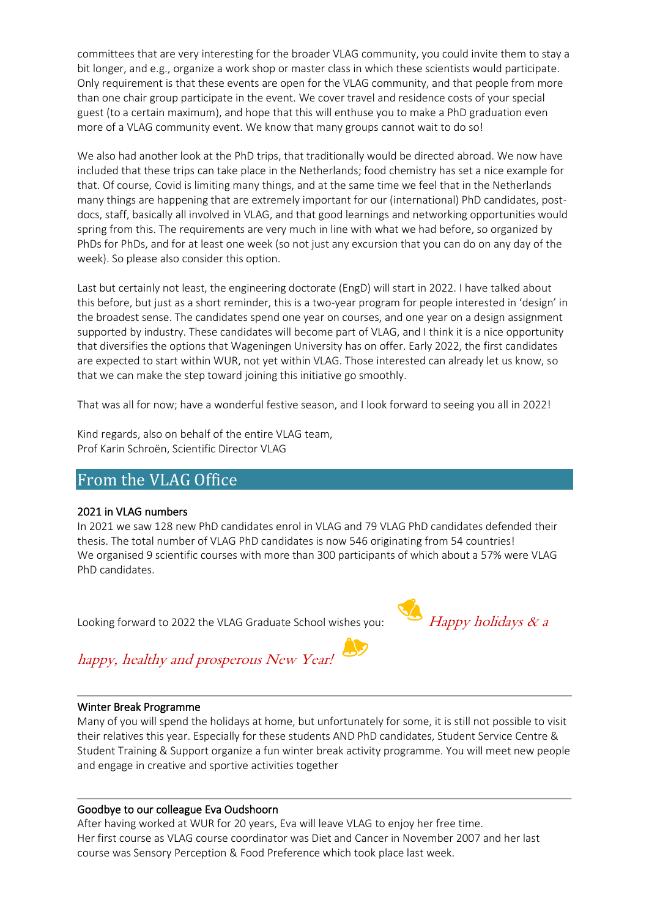committees that are very interesting for the broader VLAG community, you could invite them to stay a bit longer, and e.g., organize a work shop or master class in which these scientists would participate. Only requirement is that these events are open for the VLAG community, and that people from more than one chair group participate in the event. We cover travel and residence costs of your special guest (to a certain maximum), and hope that this will enthuse you to make a PhD graduation even more of a VLAG community event. We know that many groups cannot wait to do so!

We also had another look at the PhD trips, that traditionally would be directed abroad. We now have included that these trips can take place in the Netherlands; food chemistry has set a nice example for that. Of course, Covid is limiting many things, and at the same time we feel that in the Netherlands many things are happening that are extremely important for our (international) PhD candidates, post-docs, staff, basically all involved in VLAG, and that good learnings and networking opportunities would spring from this. The requirements are very much in line with what we had before, so organized by PhDs for PhDs, and for at least one week (so not just any excursion that you can do on any day of the week). So please also consider this option.

Last but certainly not least, the engineering doctorate (EngD) will start in 2022. I have talked about this before, but just as a short reminder, this is a two-year program for people interested in 'design' in the broadest sense. The candidates spend one year on courses, and one year on a design assignment supported by industry. These candidates will become part of VLAG, and I think it is a nice opportunity that diversifies the options that Wageningen University has on offer. Early 2022, the first candidates are expected to start within WUR, not yet within VLAG. Those interested can already let us know, so that we can make the step toward joining this initiative go smoothly.

That was all for now; have a wonderful festive season, and I look forward to seeing you all in 2022!

Kind regards, also on behalf of the entire VLAG team,
Prof Karin Schroën, Scientific Director VLAG

## From the VLAG Office

### 2021 in VLAG numbers

In 2021 we saw 128 new PhD candidates enrol in VLAG and 79 VLAG PhD candidates defended their thesis. The total number of VLAG PhD candidates is now 546 originating from 54 countries!
We organised 9 scientific courses with more than 300 participants of which about a 57% were VLAG PhD candidates.

Looking forward to 2022 the VLAG Graduate School wishes you: *Happy holidays & a happy, healthy and prosperous New Year!*

---

### Winter Break Programme

Many of you will spend the holidays at home, but unfortunately for some, it is still not possible to visit their relatives this year. Especially for these students AND PhD candidates, Student Service Centre & Student Training & Support organize a fun winter break activity programme. You will meet new people and engage in creative and sportive activities together

---

### Goodbye to our colleague Eva Oudshoorn

After having worked at WUR for 20 years, Eva will leave VLAG to enjoy her free time.
Her first course as VLAG course coordinator was Diet and Cancer in November 2007 and her last course was Sensory Perception & Food Preference which took place last week.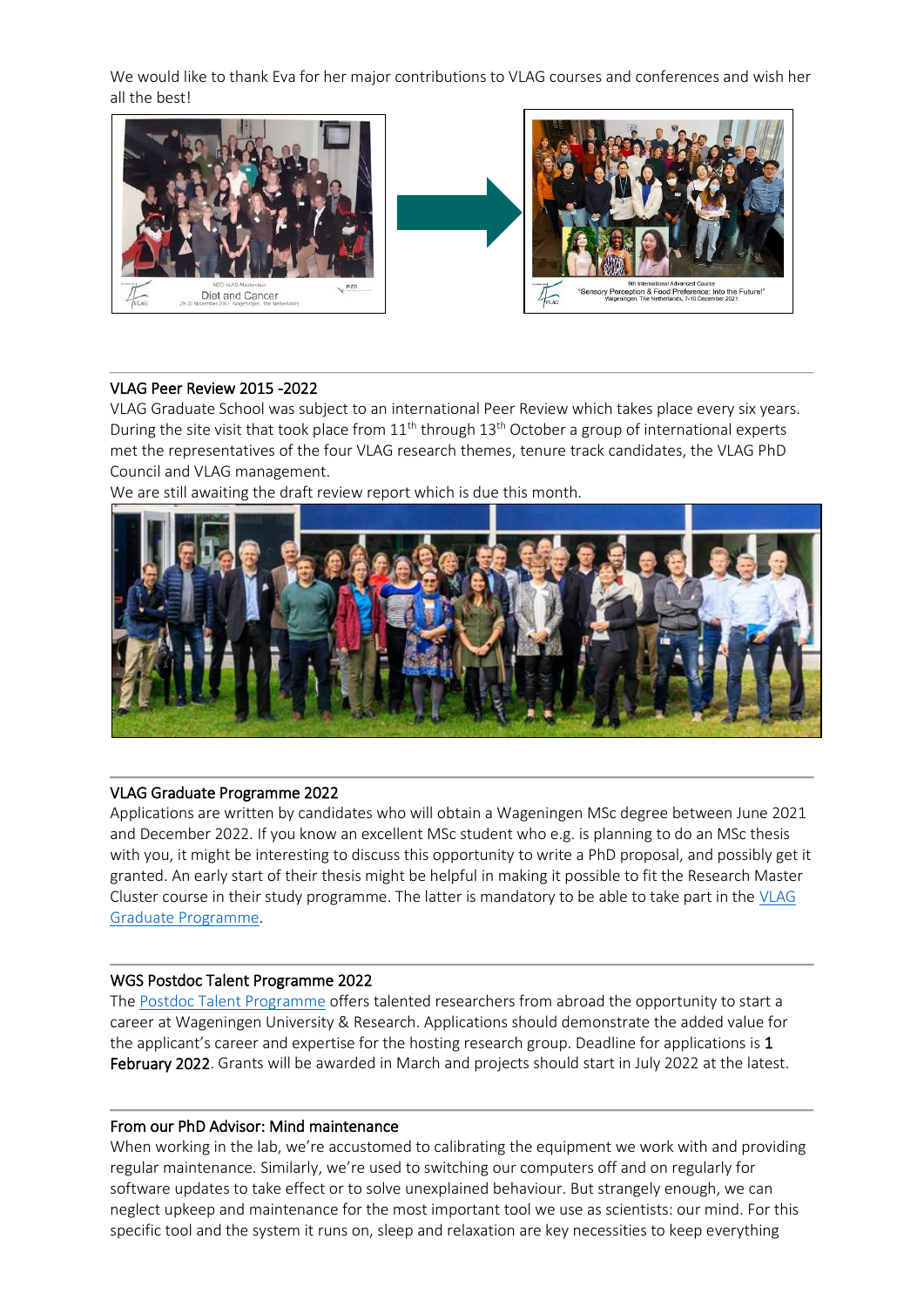We would like to thank Eva for her major contributions to VLAG courses and conferences and wish her all the best!

---

### VLAG Peer Review 2015 -2022

VLAG Graduate School was subject to an international Peer Review which takes place every six years. During the site visit that took place from 11th through 13th October a group of international experts met the representatives of the four VLAG research themes, tenure track candidates, the VLAG PhD Council and VLAG management.

We are still awaiting the draft review report which is due this month.

---

### VLAG Graduate Programme 2022

Applications are written by candidates who will obtain a Wageningen MSc degree between June 2021 and December 2022. If you know an excellent MSc student who e.g. is planning to do an MSc thesis with you, it might be interesting to discuss this opportunity to write a PhD proposal, and possibly get it granted. An early start of their thesis might be helpful in making it possible to fit the Research Master Cluster course in their study programme. The latter is mandatory to be able to take part in the VLAG Graduate Programme.

---

### WGS Postdoc Talent Programme 2022

The Postdoc Talent Programme offers talented researchers from abroad the opportunity to start a career at Wageningen University & Research. Applications should demonstrate the added value for the applicant's career and expertise for the hosting research group. Deadline for applications is **1 February 2022**. Grants will be awarded in March and projects should start in July 2022 at the latest.

---

### From our PhD Advisor: Mind maintenance

When working in the lab, we're accustomed to calibrating the equipment we work with and providing regular maintenance. Similarly, we're used to switching our computers off and on regularly for software updates to take effect or to solve unexplained behaviour. But strangely enough, we can neglect upkeep and maintenance for the most important tool we use as scientists: our mind. For this specific tool and the system it runs on, sleep and relaxation are key necessities to keep everything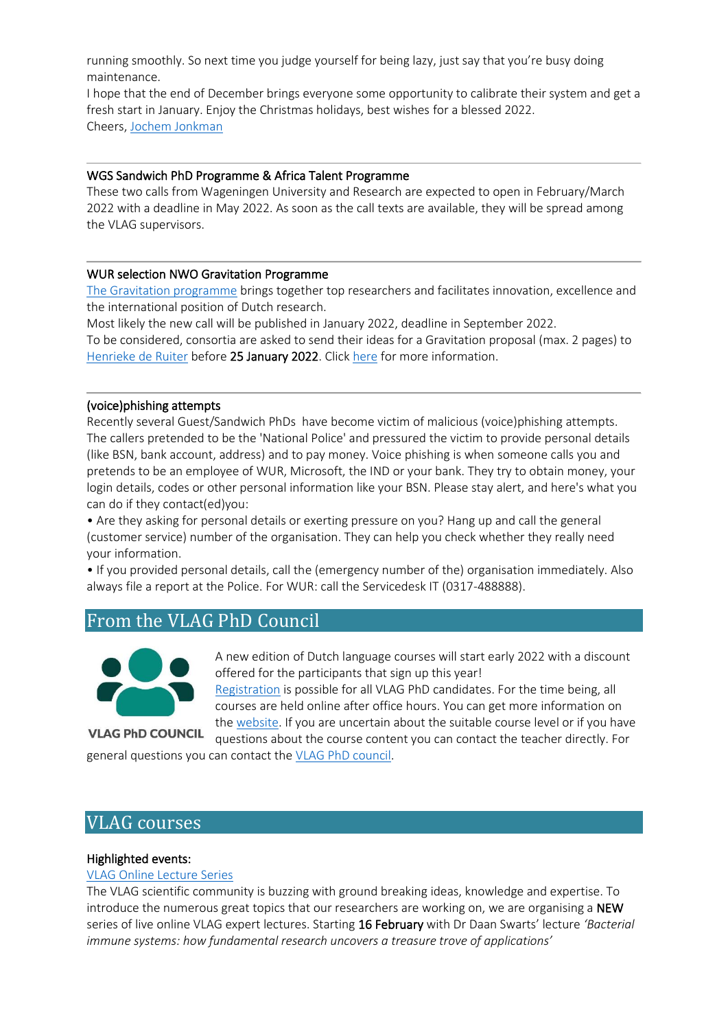running smoothly. So next time you judge yourself for being lazy, just say that you're busy doing maintenance.

I hope that the end of December brings everyone some opportunity to calibrate their system and get a fresh start in January. Enjoy the Christmas holidays, best wishes for a blessed 2022.

Cheers, Jochem Jonkman

---

### WGS Sandwich PhD Programme & Africa Talent Programme

These two calls from Wageningen University and Research are expected to open in February/March 2022 with a deadline in May 2022. As soon as the call texts are available, they will be spread among the VLAG supervisors.

---

### WUR selection NWO Gravitation Programme

The Gravitation programme brings together top researchers and facilitates innovation, excellence and the international position of Dutch research.

Most likely the new call will be published in January 2022, deadline in September 2022.

To be considered, consortia are asked to send their ideas for a Gravitation proposal (max. 2 pages) to Henrieke de Ruiter before **25 January 2022**. Click here for more information.

---

### (voice)phishing attempts

Recently several Guest/Sandwich PhDs have become victim of malicious (voice)phishing attempts. The callers pretended to be the 'National Police' and pressured the victim to provide personal details (like BSN, bank account, address) and to pay money. Voice phishing is when someone calls you and pretends to be an employee of WUR, Microsoft, the IND or your bank. They try to obtain money, your login details, codes or other personal information like your BSN. Please stay alert, and here's what you can do if they contact(ed)you:

- Are they asking for personal details or exerting pressure on you? Hang up and call the general (customer service) number of the organisation. They can help you check whether they really need your information.
- If you provided personal details, call the (emergency number of the) organisation immediately. Also always file a report at the Police. For WUR: call the Servicedesk IT (0317-488888).

## From the VLAG PhD Council

VLAG PhD COUNCIL

A new edition of Dutch language courses will start early 2022 with a discount offered for the participants that sign up this year!

Registration is possible for all VLAG PhD candidates. For the time being, all courses are held online after office hours. You can get more information on the website. If you are uncertain about the suitable course level or if you have questions about the course content you can contact the teacher directly. For general questions you can contact the VLAG PhD council.

## VLAG courses

### Highlighted events:

VLAG Online Lecture Series

The VLAG scientific community is buzzing with ground breaking ideas, knowledge and expertise. To introduce the numerous great topics that our researchers are working on, we are organising a **NEW** series of live online VLAG expert lectures. Starting **16 February** with Dr Daan Swarts' lecture *'Bacterial immune systems: how fundamental research uncovers a treasure trove of applications'*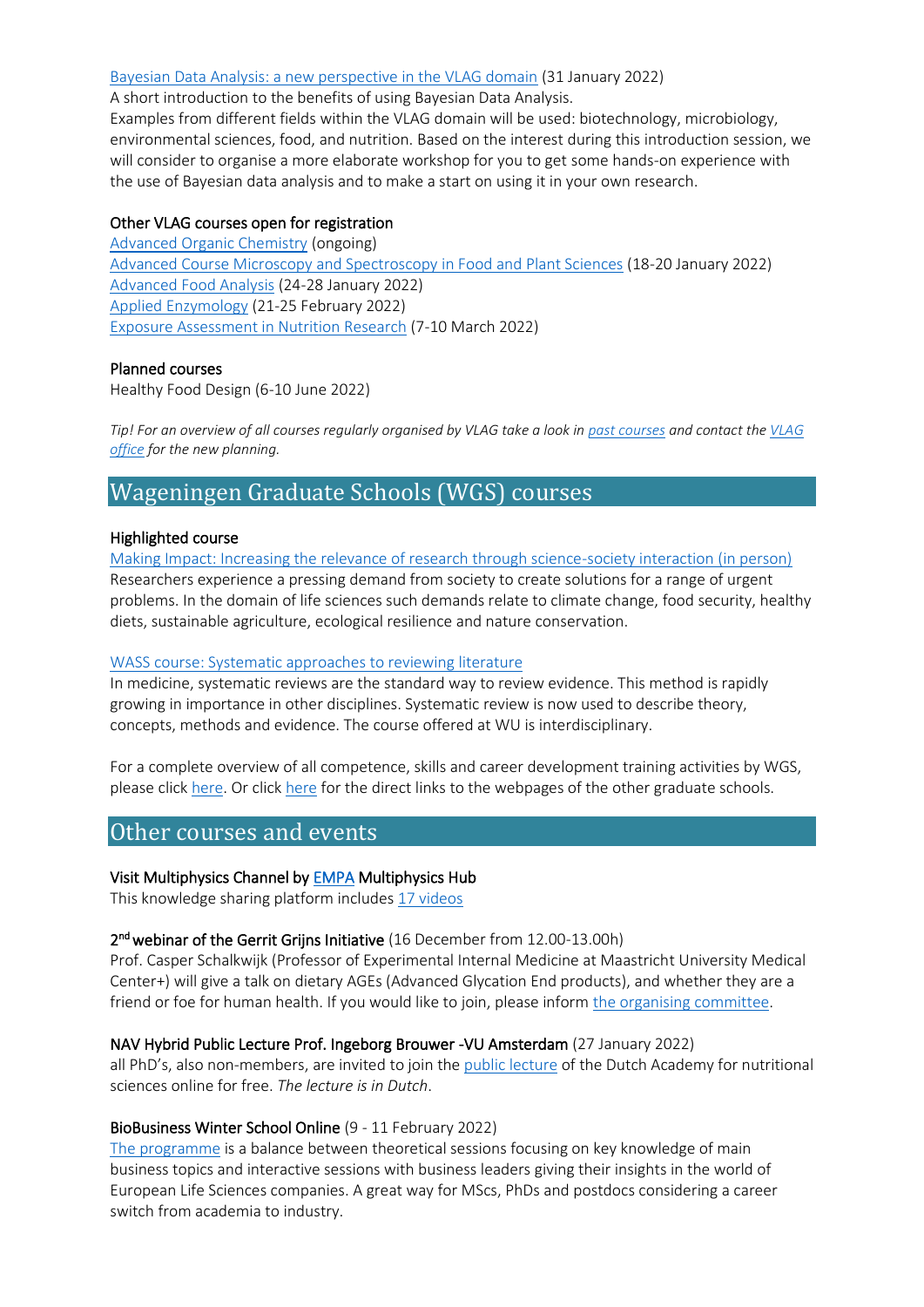Bayesian Data Analysis: a new perspective in the VLAG domain (31 January 2022)
A short introduction to the benefits of using Bayesian Data Analysis.
Examples from different fields within the VLAG domain will be used: biotechnology, microbiology, environmental sciences, food, and nutrition. Based on the interest during this introduction session, we will consider to organise a more elaborate workshop for you to get some hands-on experience with the use of Bayesian data analysis and to make a start on using it in your own research.

Other VLAG courses open for registration

Advanced Organic Chemistry (ongoing)
Advanced Course Microscopy and Spectroscopy in Food and Plant Sciences (18-20 January 2022)
Advanced Food Analysis (24-28 January 2022)
Applied Enzymology (21-25 February 2022)
Exposure Assessment in Nutrition Research (7-10 March 2022)

Planned courses

Healthy Food Design (6-10 June 2022)

*Tip! For an overview of all courses regularly organised by VLAG take a look in past courses and contact the VLAG office for the new planning.*

## Wageningen Graduate Schools (WGS) courses

Highlighted course

Making Impact: Increasing the relevance of research through science-society interaction (in person)
Researchers experience a pressing demand from society to create solutions for a range of urgent problems. In the domain of life sciences such demands relate to climate change, food security, healthy diets, sustainable agriculture, ecological resilience and nature conservation.

WASS course: Systematic approaches to reviewing literature
In medicine, systematic reviews are the standard way to review evidence. This method is rapidly growing in importance in other disciplines. Systematic review is now used to describe theory, concepts, methods and evidence. The course offered at WU is interdisciplinary.

For a complete overview of all competence, skills and career development training activities by WGS, please click here. Or click here for the direct links to the webpages of the other graduate schools.

## Other courses and events

Visit Multiphysics Channel by EMPA Multiphysics Hub
This knowledge sharing platform includes 17 videos

2nd webinar of the Gerrit Grijns Initiative (16 December from 12.00-13.00h)
Prof. Casper Schalkwijk (Professor of Experimental Internal Medicine at Maastricht University Medical Center+) will give a talk on dietary AGEs (Advanced Glycation End products), and whether they are a friend or foe for human health. If you would like to join, please inform the organising committee.

NAV Hybrid Public Lecture Prof. Ingeborg Brouwer -VU Amsterdam (27 January 2022)
all PhD's, also non-members, are invited to join the public lecture of the Dutch Academy for nutritional sciences online for free. *The lecture is in Dutch*.

BioBusiness Winter School Online (9 - 11 February 2022)
The programme is a balance between theoretical sessions focusing on key knowledge of main business topics and interactive sessions with business leaders giving their insights in the world of European Life Sciences companies. A great way for MScs, PhDs and postdocs considering a career switch from academia to industry.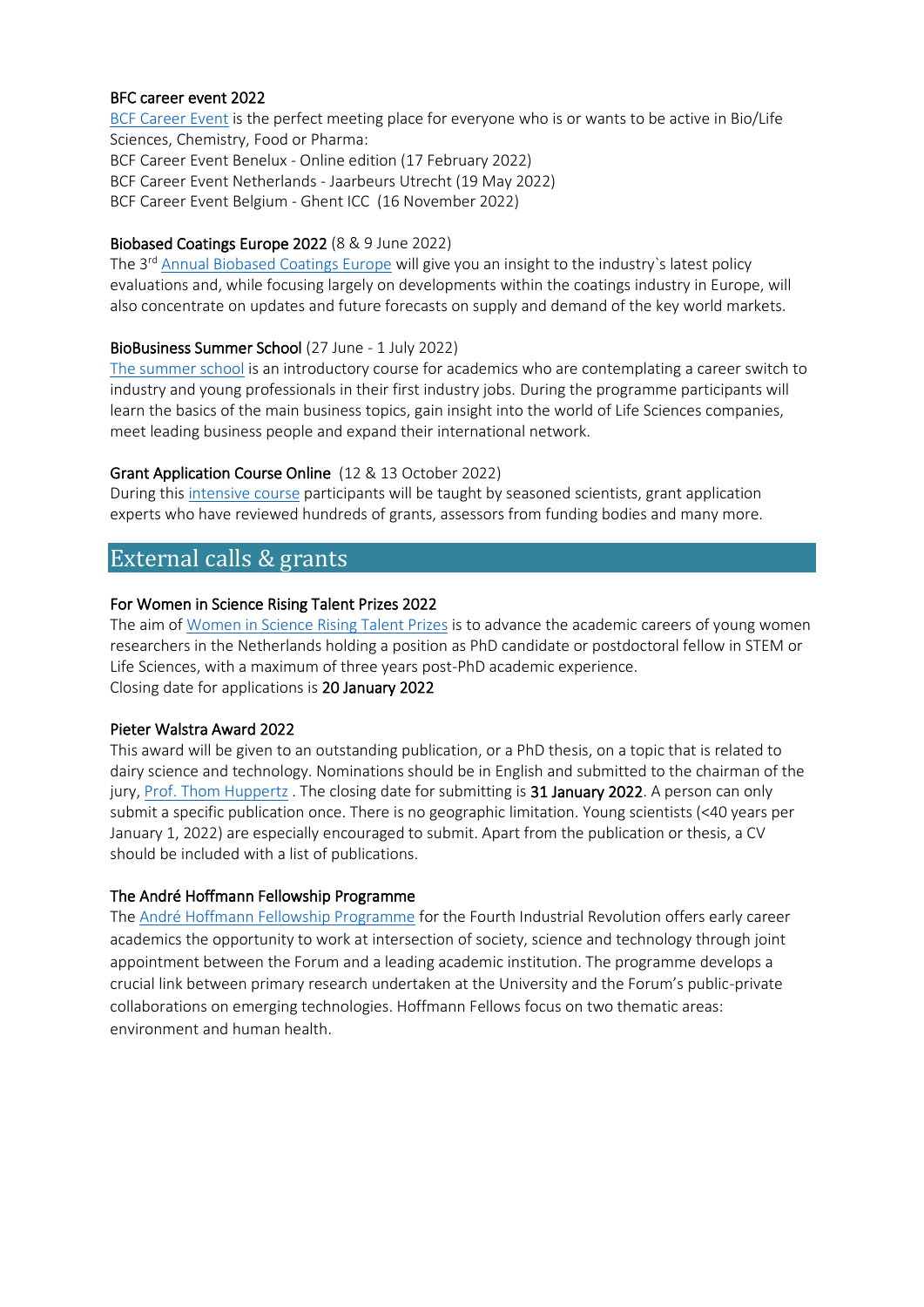**BFC career event 2022**

BCF Career Event is the perfect meeting place for everyone who is or wants to be active in Bio/Life Sciences, Chemistry, Food or Pharma:
BCF Career Event Benelux - Online edition (17 February 2022)
BCF Career Event Netherlands - Jaarbeurs Utrecht (19 May 2022)
BCF Career Event Belgium - Ghent ICC (16 November 2022)

**Biobased Coatings Europe 2022** (8 & 9 June 2022)

The 3rd Annual Biobased Coatings Europe will give you an insight to the industry`s latest policy evaluations and, while focusing largely on developments within the coatings industry in Europe, will also concentrate on updates and future forecasts on supply and demand of the key world markets.

**BioBusiness Summer School** (27 June - 1 July 2022)

The summer school is an introductory course for academics who are contemplating a career switch to industry and young professionals in their first industry jobs. During the programme participants will learn the basics of the main business topics, gain insight into the world of Life Sciences companies, meet leading business people and expand their international network.

**Grant Application Course Online** (12 & 13 October 2022)

During this intensive course participants will be taught by seasoned scientists, grant application experts who have reviewed hundreds of grants, assessors from funding bodies and many more.

## External calls & grants

**For Women in Science Rising Talent Prizes 2022**

The aim of Women in Science Rising Talent Prizes is to advance the academic careers of young women researchers in the Netherlands holding a position as PhD candidate or postdoctoral fellow in STEM or Life Sciences, with a maximum of three years post-PhD academic experience.
Closing date for applications is **20 January 2022**

**Pieter Walstra Award 2022**

This award will be given to an outstanding publication, or a PhD thesis, on a topic that is related to dairy science and technology. Nominations should be in English and submitted to the chairman of the jury, Prof. Thom Huppertz . The closing date for submitting is **31 January 2022**. A person can only submit a specific publication once. There is no geographic limitation. Young scientists (<40 years per January 1, 2022) are especially encouraged to submit. Apart from the publication or thesis, a CV should be included with a list of publications.

**The André Hoffmann Fellowship Programme**

The André Hoffmann Fellowship Programme for the Fourth Industrial Revolution offers early career academics the opportunity to work at intersection of society, science and technology through joint appointment between the Forum and a leading academic institution. The programme develops a crucial link between primary research undertaken at the University and the Forum's public-private collaborations on emerging technologies. Hoffmann Fellows focus on two thematic areas: environment and human health.